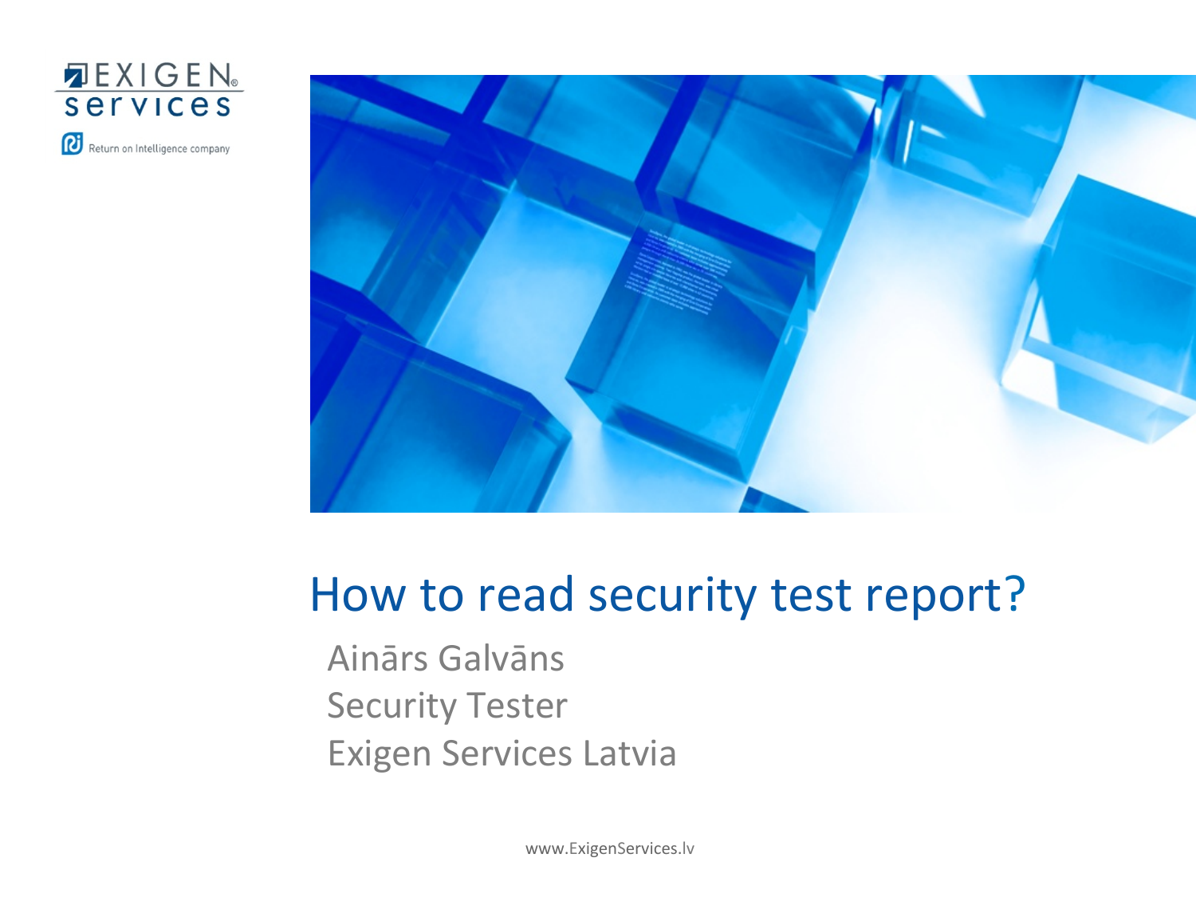EXIGEN services

Return on Intelligence company

# How to read security test report?

Ainārs Galvāns

Security Tester

Exigen Services Latvia

www.ExigenServices.lv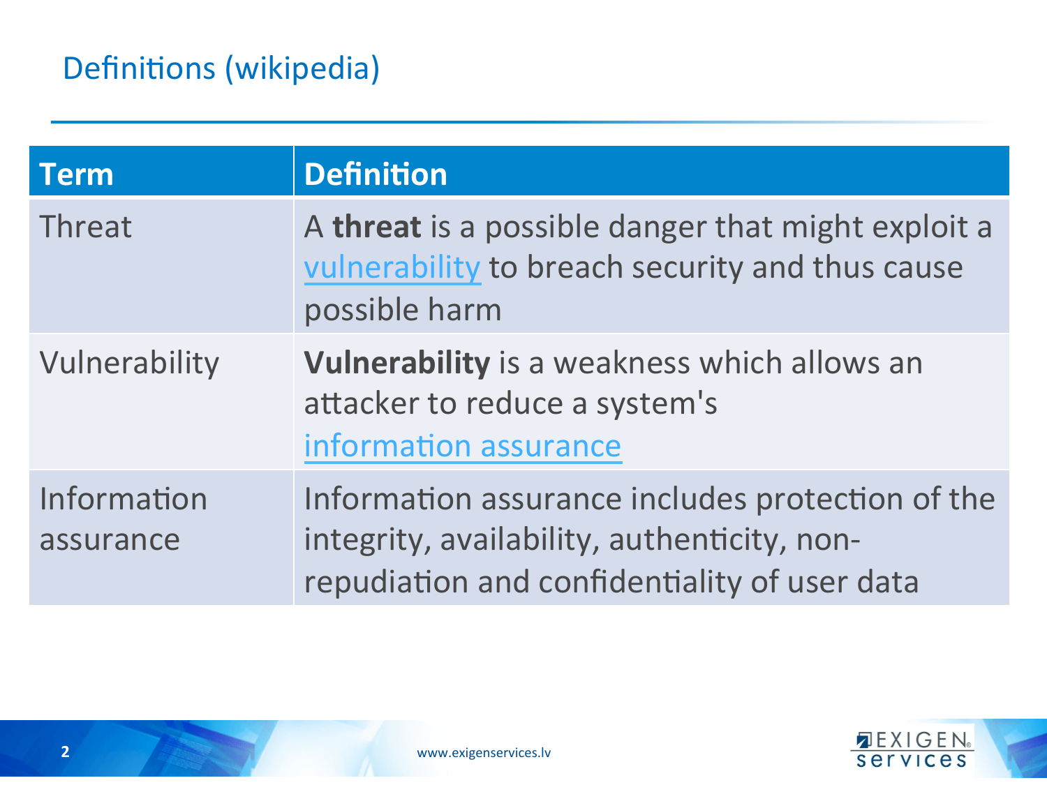# Definitions (wikipedia)

| Term | Definition |
|---|---|
| Threat | A **threat** is a possible danger that might exploit a vulnerability to breach security and thus cause possible harm |
| Vulnerability | **Vulnerability** is a weakness which allows an attacker to reduce a system's information assurance |
| Information assurance | Information assurance includes protection of the integrity, availability, authenticity, non-repudiation and confidentiality of user data |

www.exigenservices.lv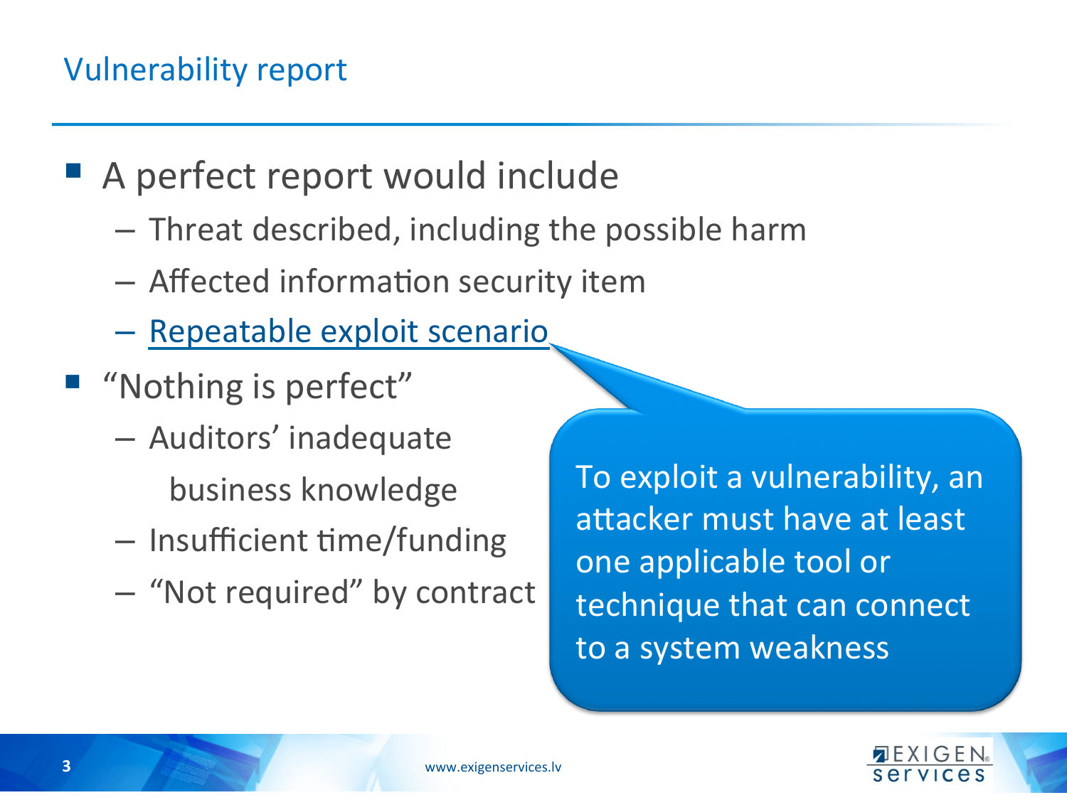# Vulnerability report

- A perfect report would include
  - Threat described, including the possible harm
  - Affected information security item
  - Repeatable exploit scenario
- "Nothing is perfect"
  - Auditors' inadequate business knowledge
  - Insufficient time/funding
  - "Not required" by contract

To exploit a vulnerability, an attacker must have at least one applicable tool or technique that can connect to a system weakness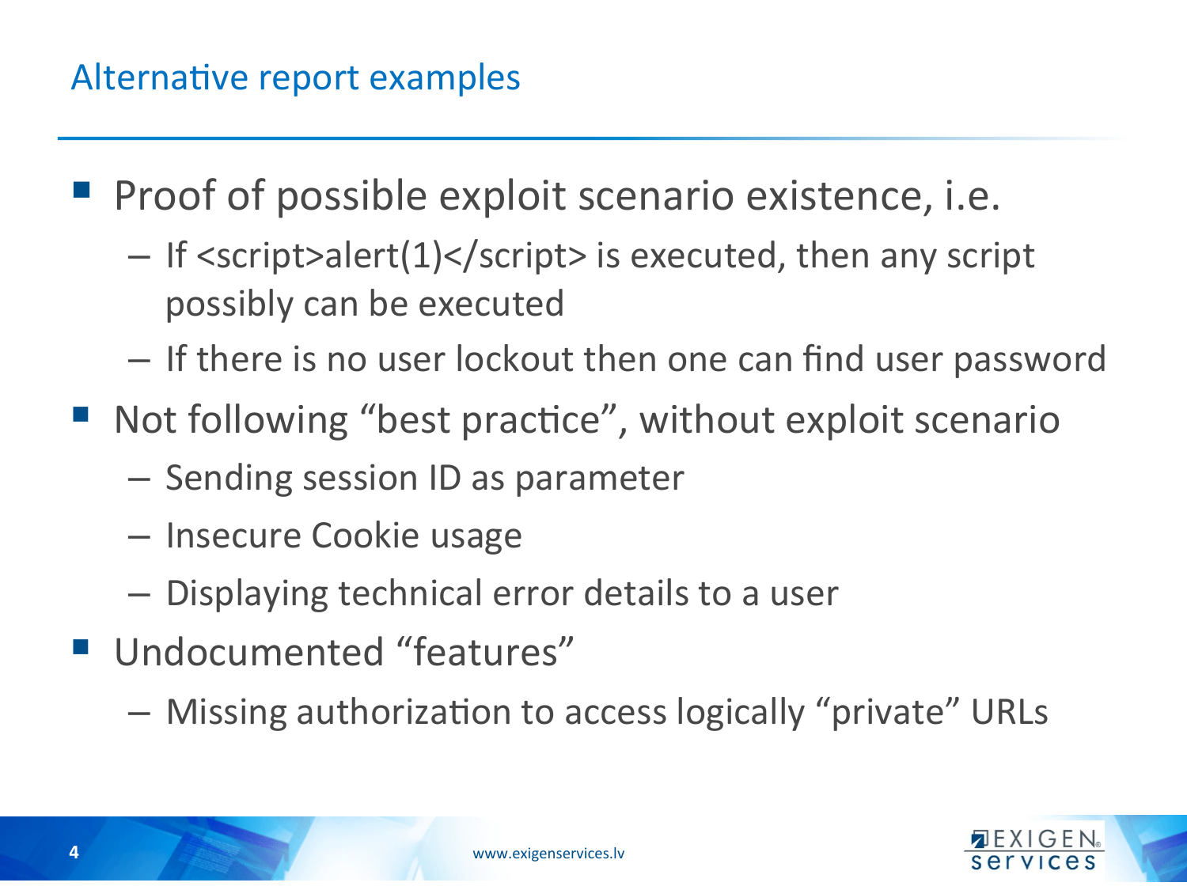## Alternative report examples

- Proof of possible exploit scenario existence, i.e.
  - If <script>alert(1)</script> is executed, then any script possibly can be executed
  - If there is no user lockout then one can find user password
- Not following “best practice”, without exploit scenario
  - Sending session ID as parameter
  - Insecure Cookie usage
  - Displaying technical error details to a user
- Undocumented “features”
  - Missing authorization to access logically “private” URLs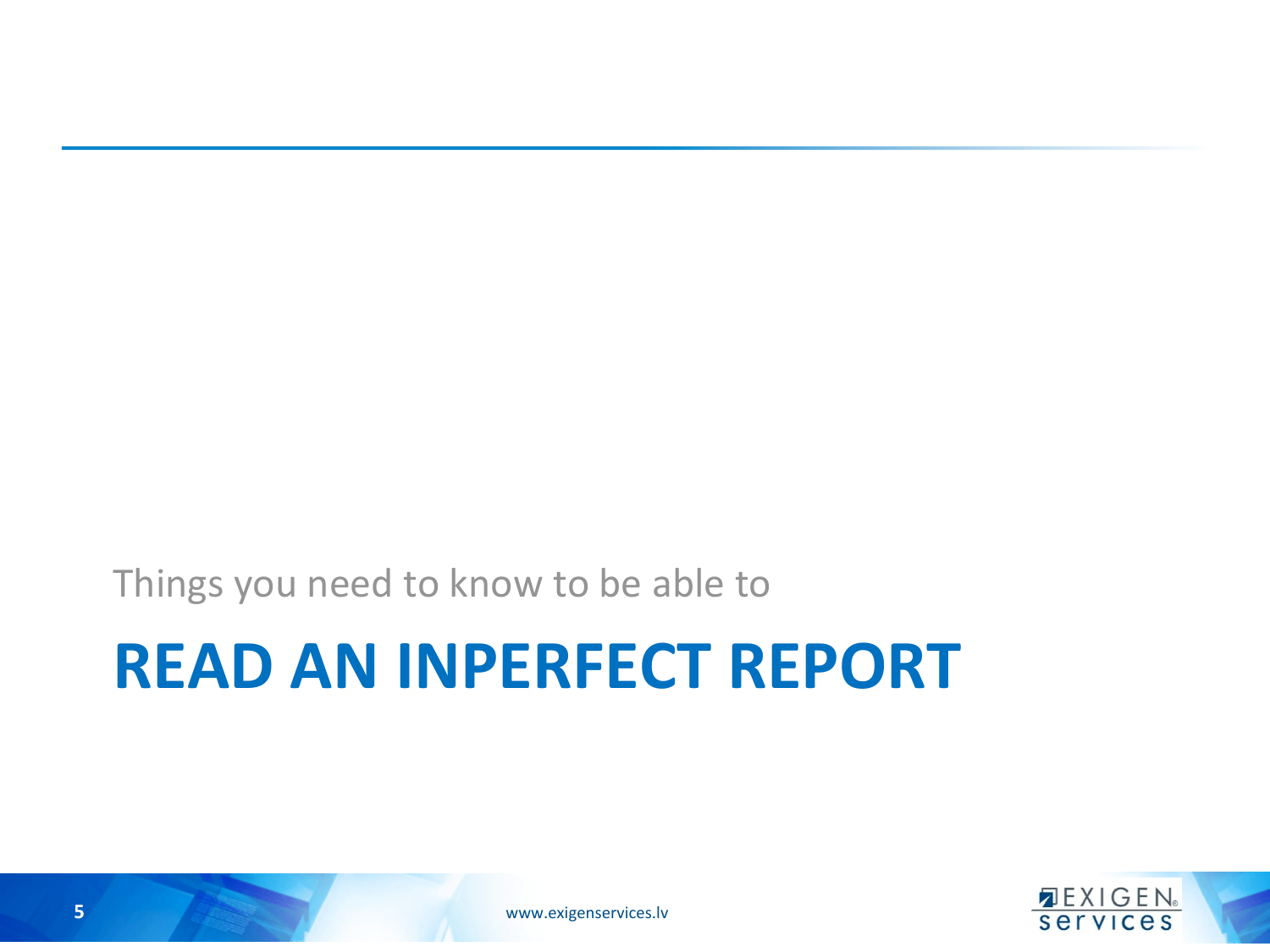Things you need to know to be able to

# READ AN INPERFECT REPORT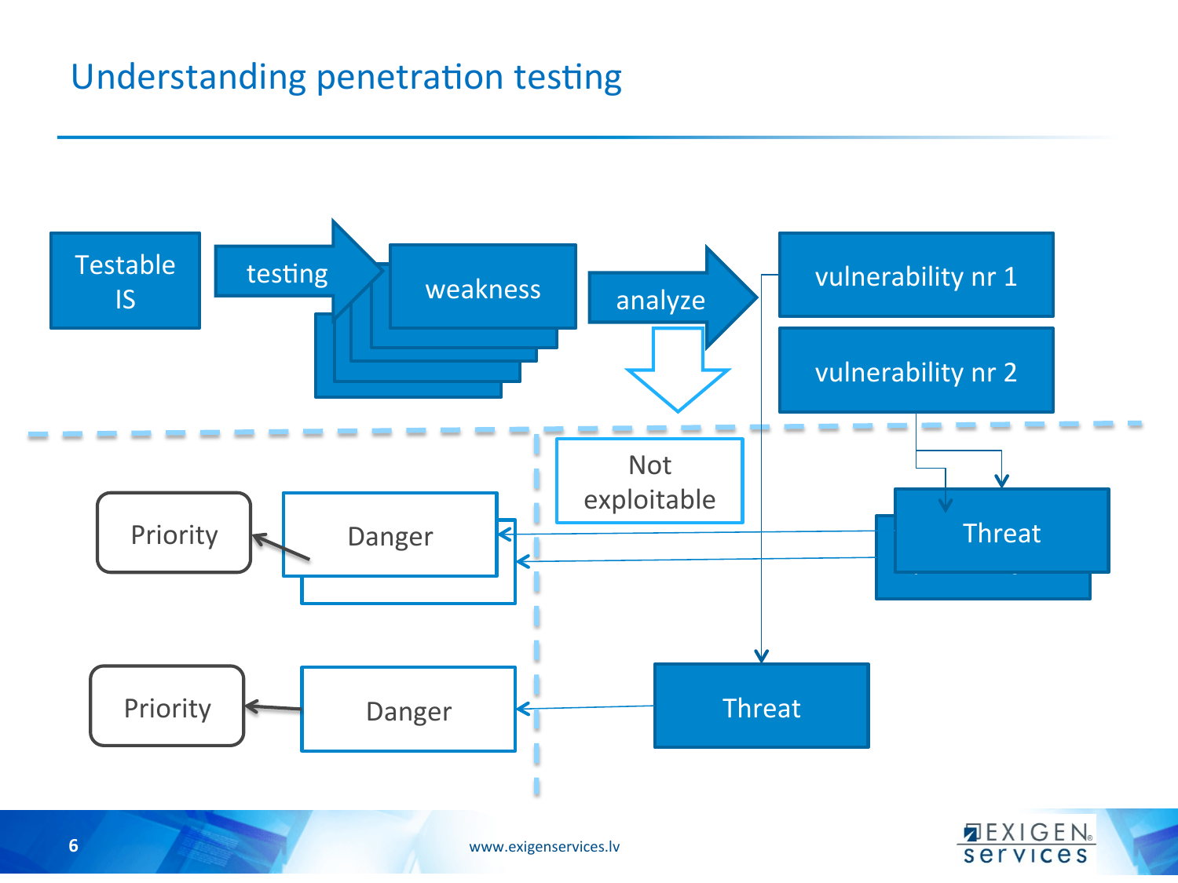# Understanding penetration testing

Testable IS

testing

weakness

analyze

vulnerability nr 1

vulnerability nr 2

Not exploitable

Priority

Danger

Threat

Priority

Danger

Threat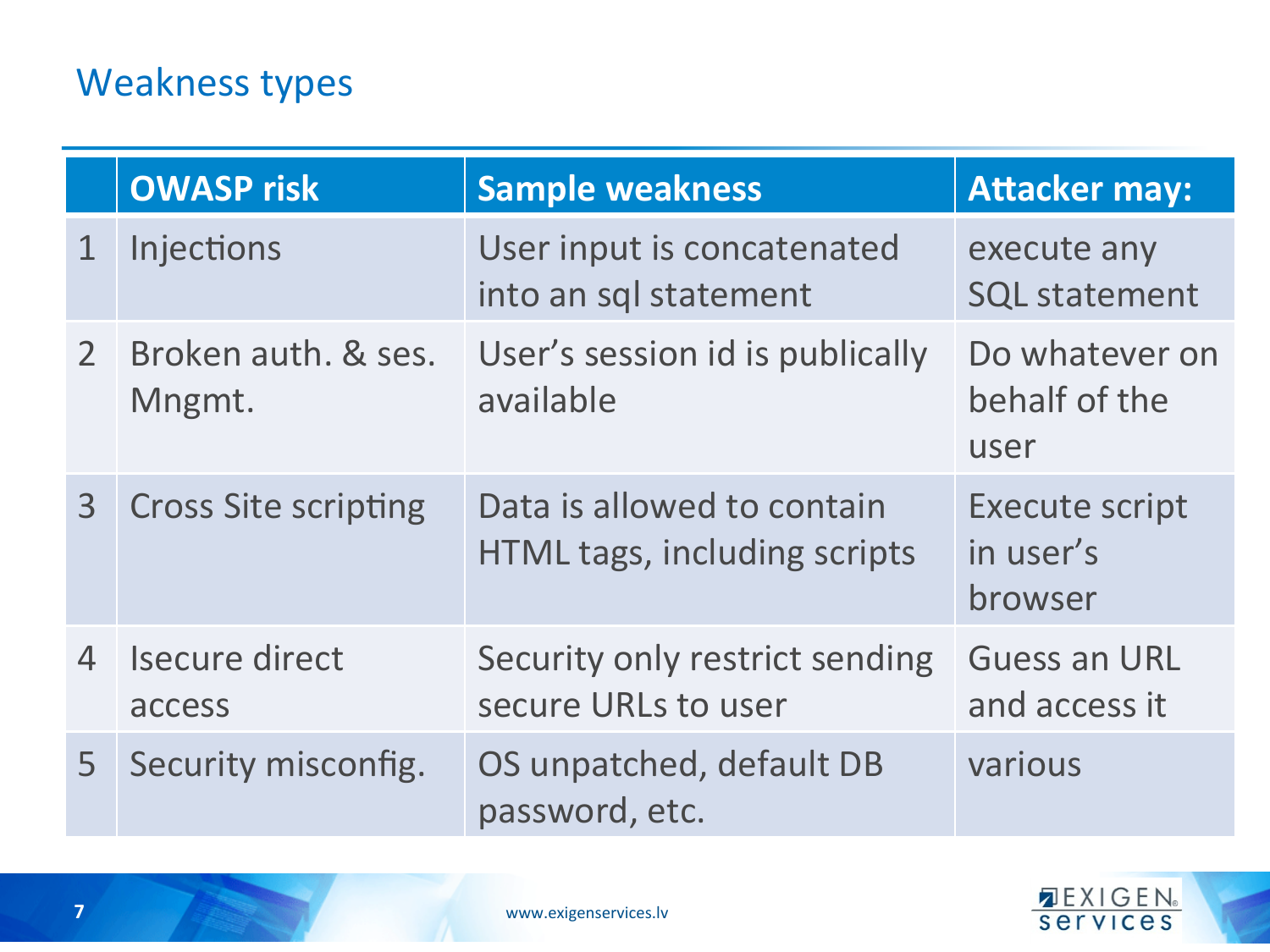## Weakness types

| | OWASP risk | Sample weakness | Attacker may: |
|---|---|---|---|
| 1 | Injections | User input is concatenated into an sql statement | execute any SQL statement |
| 2 | Broken auth. & ses. Mngmt. | User's session id is publically available | Do whatever on behalf of the user |
| 3 | Cross Site scripting | Data is allowed to contain HTML tags, including scripts | Execute script in user's browser |
| 4 | Isecure direct access | Security only restrict sending secure URLs to user | Guess an URL and access it |
| 5 | Security misconfig. | OS unpatched, default DB password, etc. | various |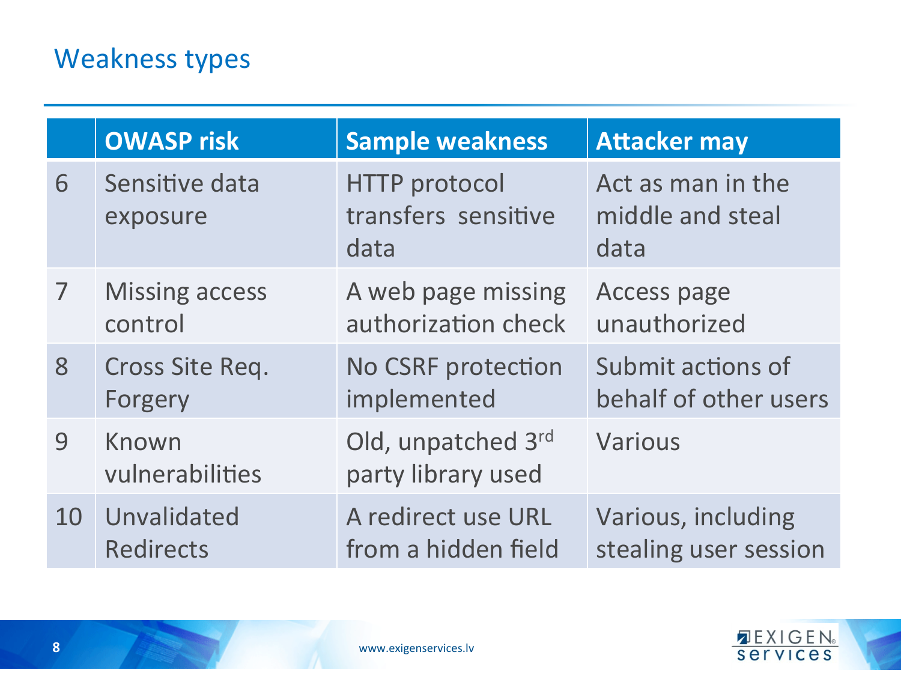## Weakness types

| | OWASP risk | Sample weakness | Attacker may |
|---|---|---|---|
| 6 | Sensitive data exposure | HTTP protocol transfers sensitive data | Act as man in the middle and steal data |
| 7 | Missing access control | A web page missing authorization check | Access page unauthorized |
| 8 | Cross Site Req. Forgery | No CSRF protection implemented | Submit actions of behalf of other users |
| 9 | Known vulnerabilities | Old, unpatched 3rd party library used | Various |
| 10 | Unvalidated Redirects | A redirect use URL from a hidden field | Various, including stealing user session |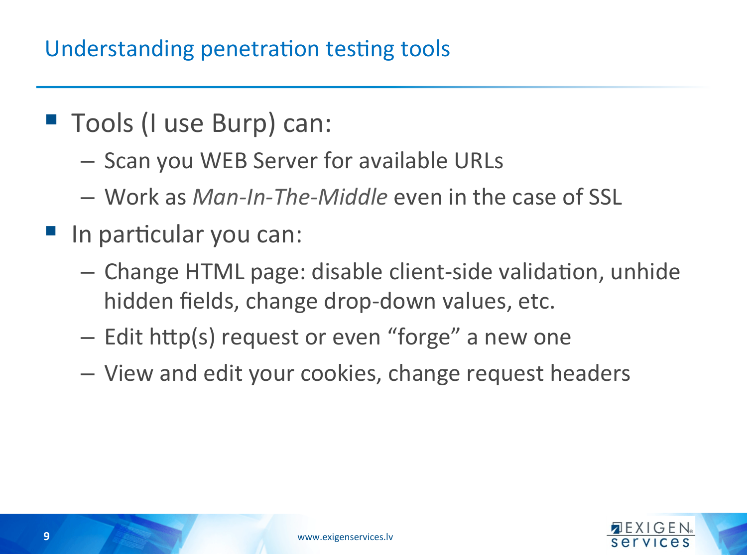## Understanding penetration testing tools

- Tools (I use Burp) can:
  - Scan you WEB Server for available URLs
  - Work as *Man-In-The-Middle* even in the case of SSL
- In particular you can:
  - Change HTML page: disable client-side validation, unhide hidden fields, change drop-down values, etc.
  - Edit http(s) request or even “forge” a new one
  - View and edit your cookies, change request headers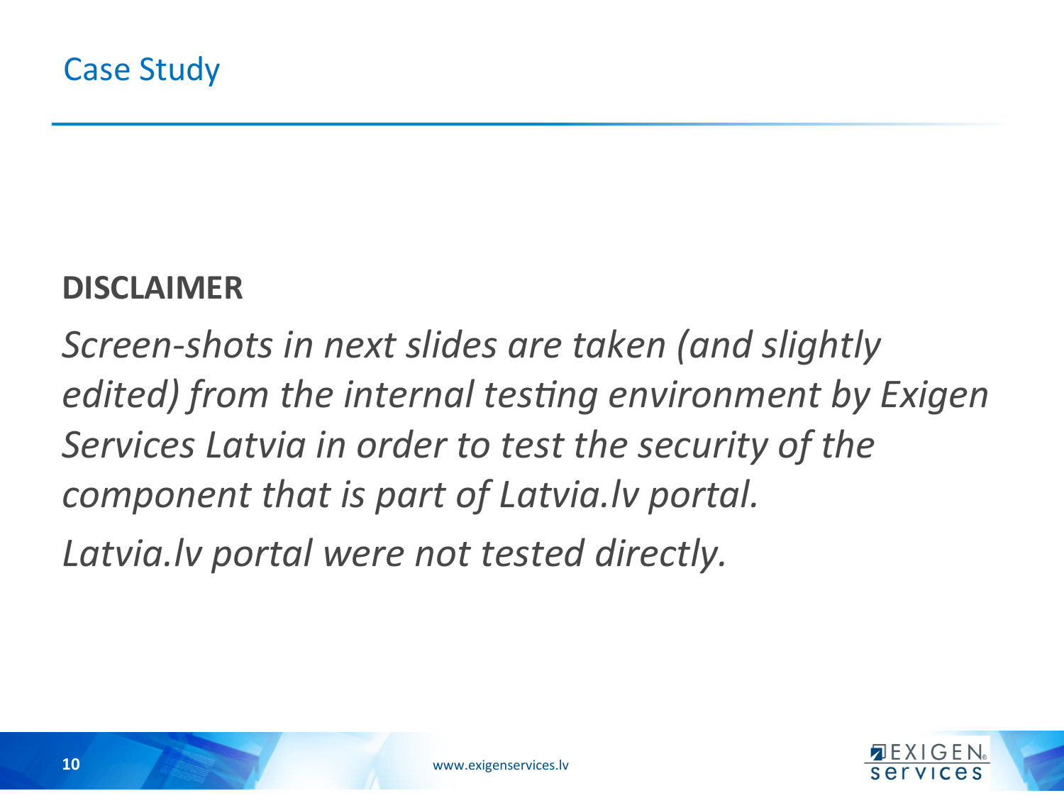# Case Study

**DISCLAIMER**

*Screen-shots in next slides are taken (and slightly edited) from the internal testing environment by Exigen Services Latvia in order to test the security of the component that is part of Latvia.lv portal.*

*Latvia.lv portal were not tested directly.*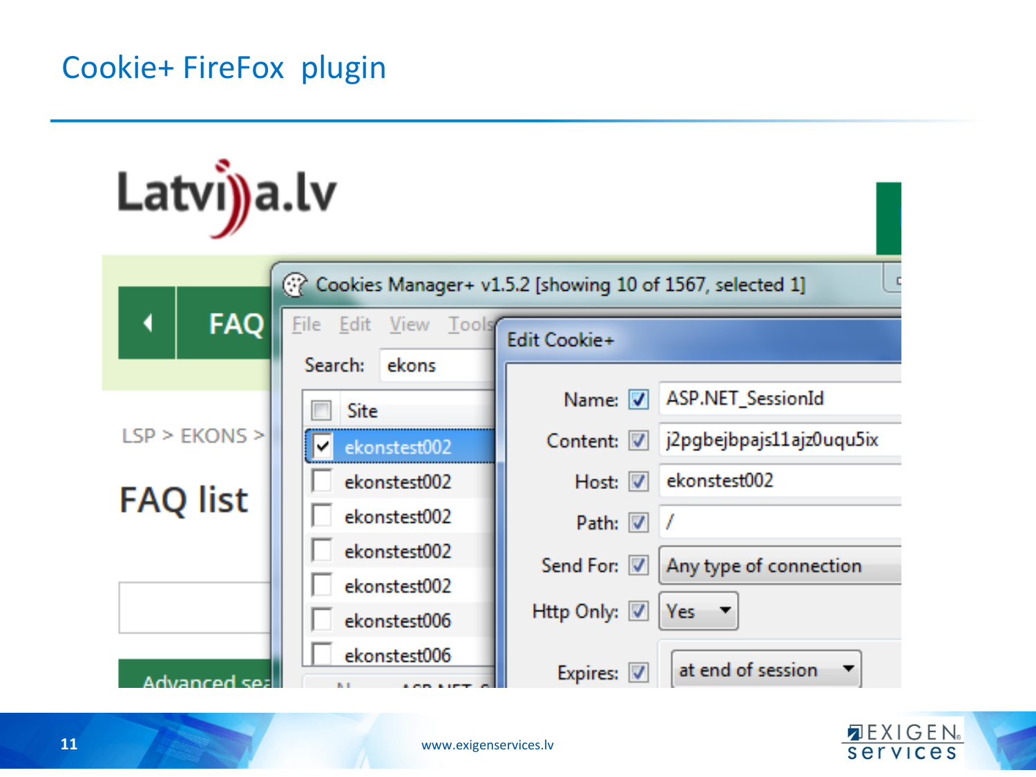# Cookie+ FireFox plugin

Latvija.lv

FAQ

LSP > EKONS >

FAQ list

Advanced sea

Cookies Manager+ v1.5.2 [showing 10 of 1567, selected 1]

File Edit View Tools

Search: ekons

| | Site |
|---|---|
| ☑ | ekonstest002 |
| ☐ | ekonstest002 |
| ☐ | ekonstest002 |
| ☐ | ekonstest002 |
| ☐ | ekonstest002 |
| ☐ | ekonstest006 |
| ☐ | ekonstest006 |

Edit Cookie+

| Field | Value |
|---|---|
| Name: | ASP.NET_SessionId |
| Content: | j2pgbejbpajs11ajz0uqu5ix |
| Host: | ekonstest002 |
| Path: | / |
| Send For: | Any type of connection |
| Http Only: | Yes |
| Expires: | at end of session |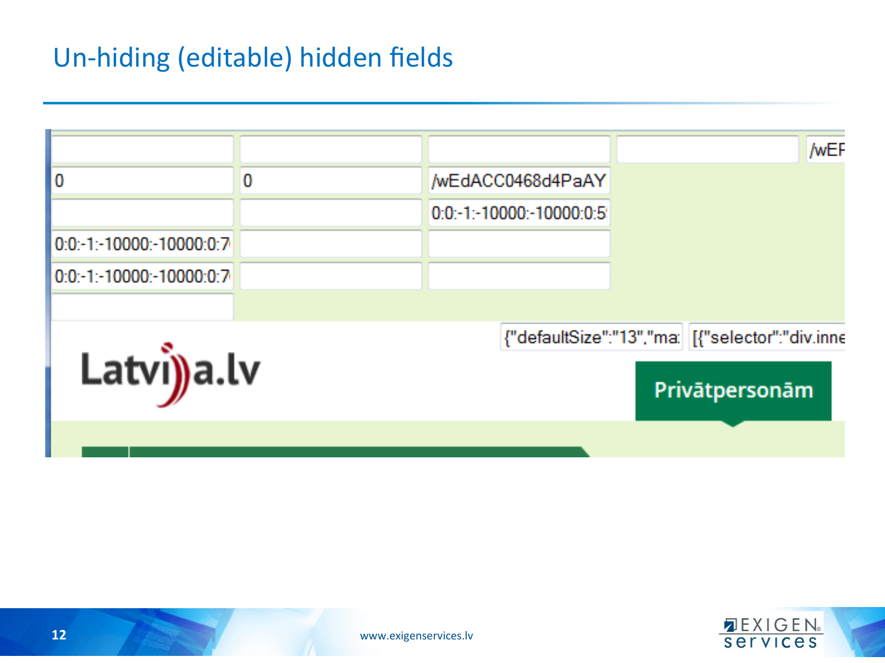# Un-hiding (editable) hidden fields

| | | | | |
|---|---|---|---|---|
| | | | | /wEF |
| 0 | 0 | /wEdACC0468d4PaAY | | |
| | | 0:0:-1:-10000:-10000:0:5 | | |
| 0:0:-1:-10000:-10000:0:7 | | | | |
| 0:0:-1:-10000:-10000:0:7 | | | | |
| | | | | |

{"defaultSize":"13","ma [{"selector":"div.inne

Latvija.lv

Privātpersonām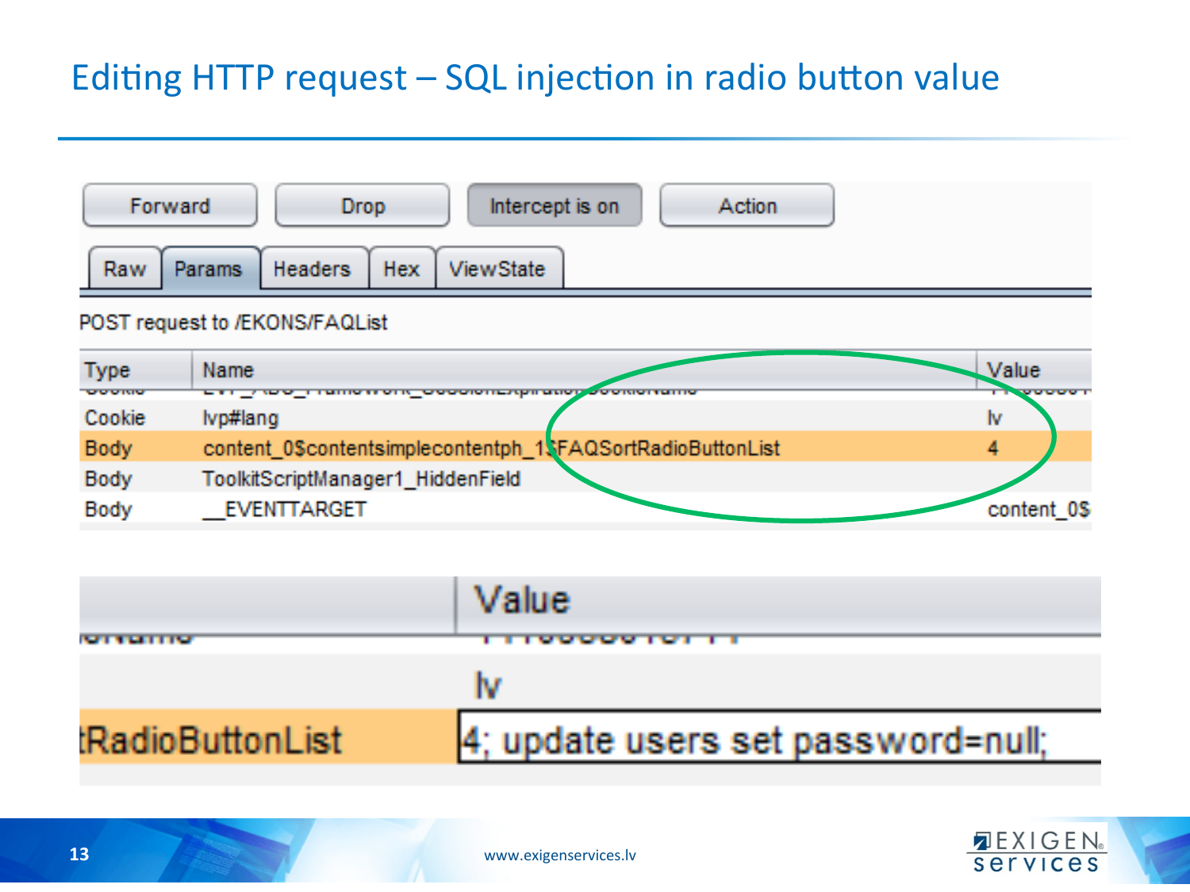# Editing HTTP request – SQL injection in radio button value

Forward | Drop | Intercept is on | Action

Raw | Params | Headers | Hex | ViewState

POST request to /EKONS/FAQList

| Type | Name | Value |
|---|---|---|
| Cookie | lvp#lang | lv |
| Body | content_0$contentsimplecontentph_1$FAQSortRadioButtonList | 4 |
| Body | ToolkitScriptManager1_HiddenField | |
| Body | __EVENTTARGET | content_0$ |

| | Value |
|---|---|
| | lv |
| tRadioButtonList | 4; update users set password=null; |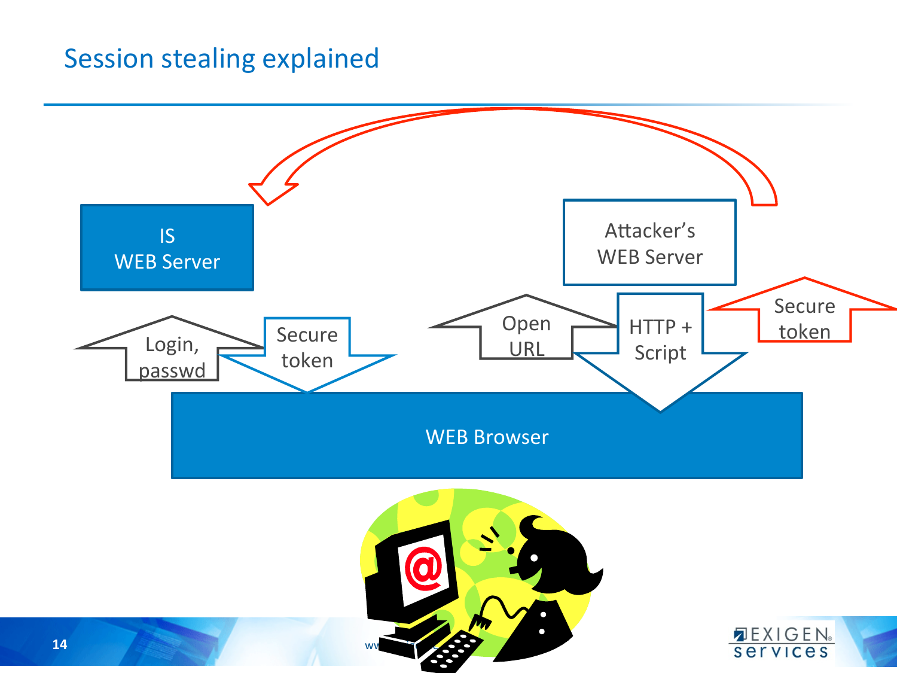# Session stealing explained

IS WEB Server

Attacker's WEB Server

Login, passwd

Secure token

Open URL

HTTP + Script

Secure token

WEB Browser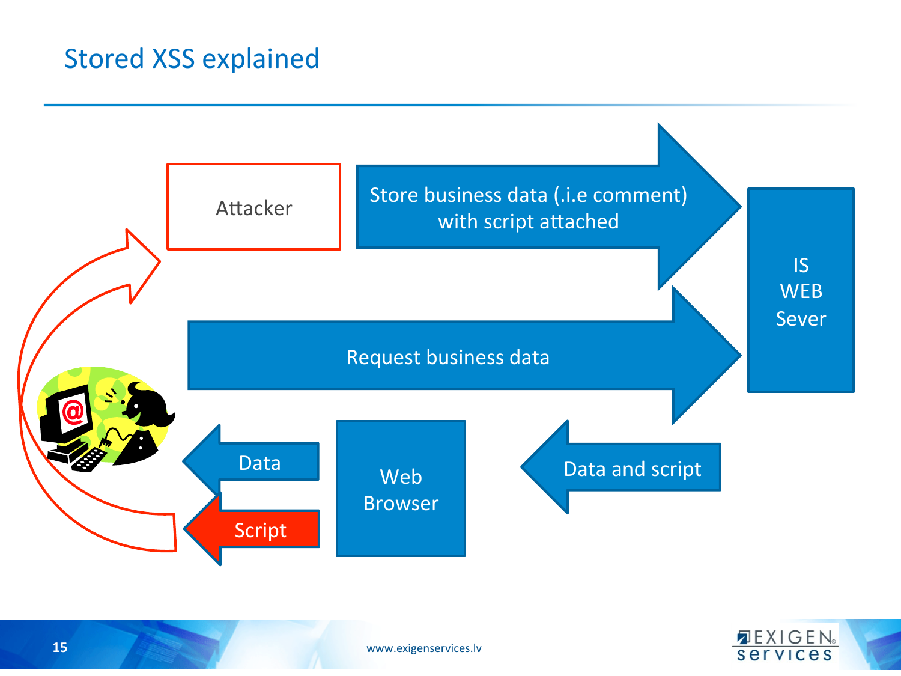# Stored XSS explained

Attacker

Store business data (.i.e comment) with script attached

IS WEB Sever

Request business data

Data

Script

Web Browser

Data and script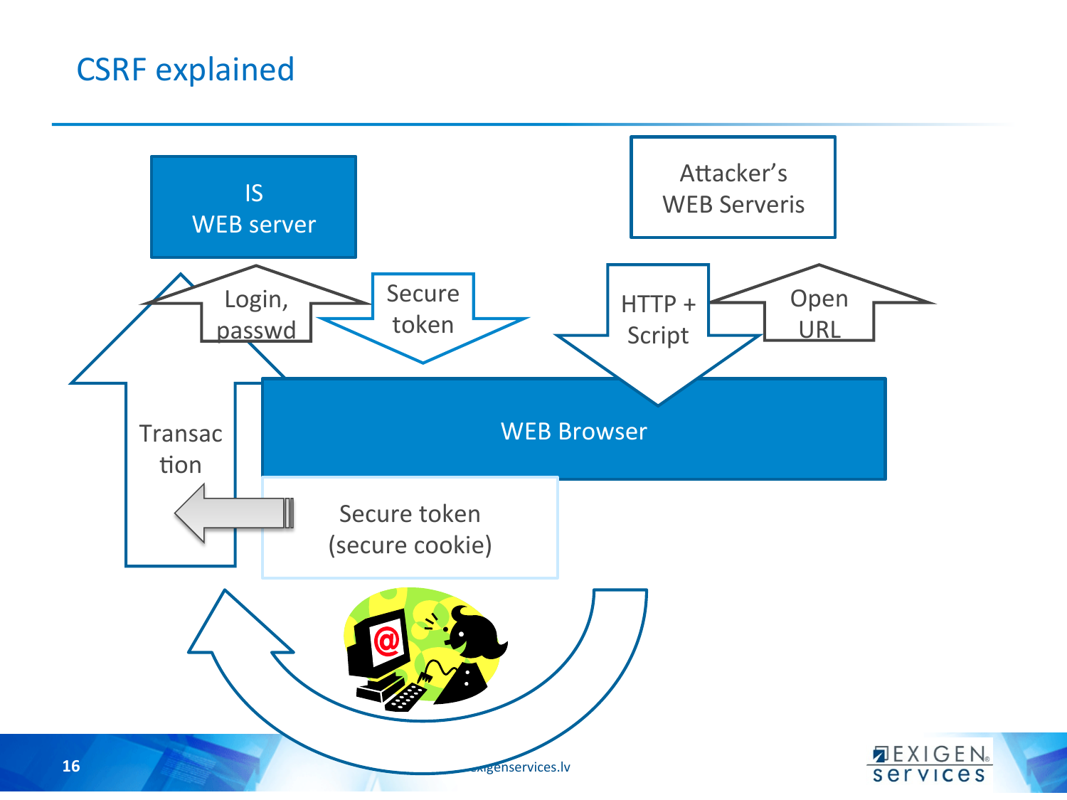# CSRF explained

IS
WEB server

Attacker's
WEB Serveris

Login,
passwd

Secure
token

HTTP +
Script

Open
URL

WEB Browser

Transac
tion

Secure token
(secure cookie)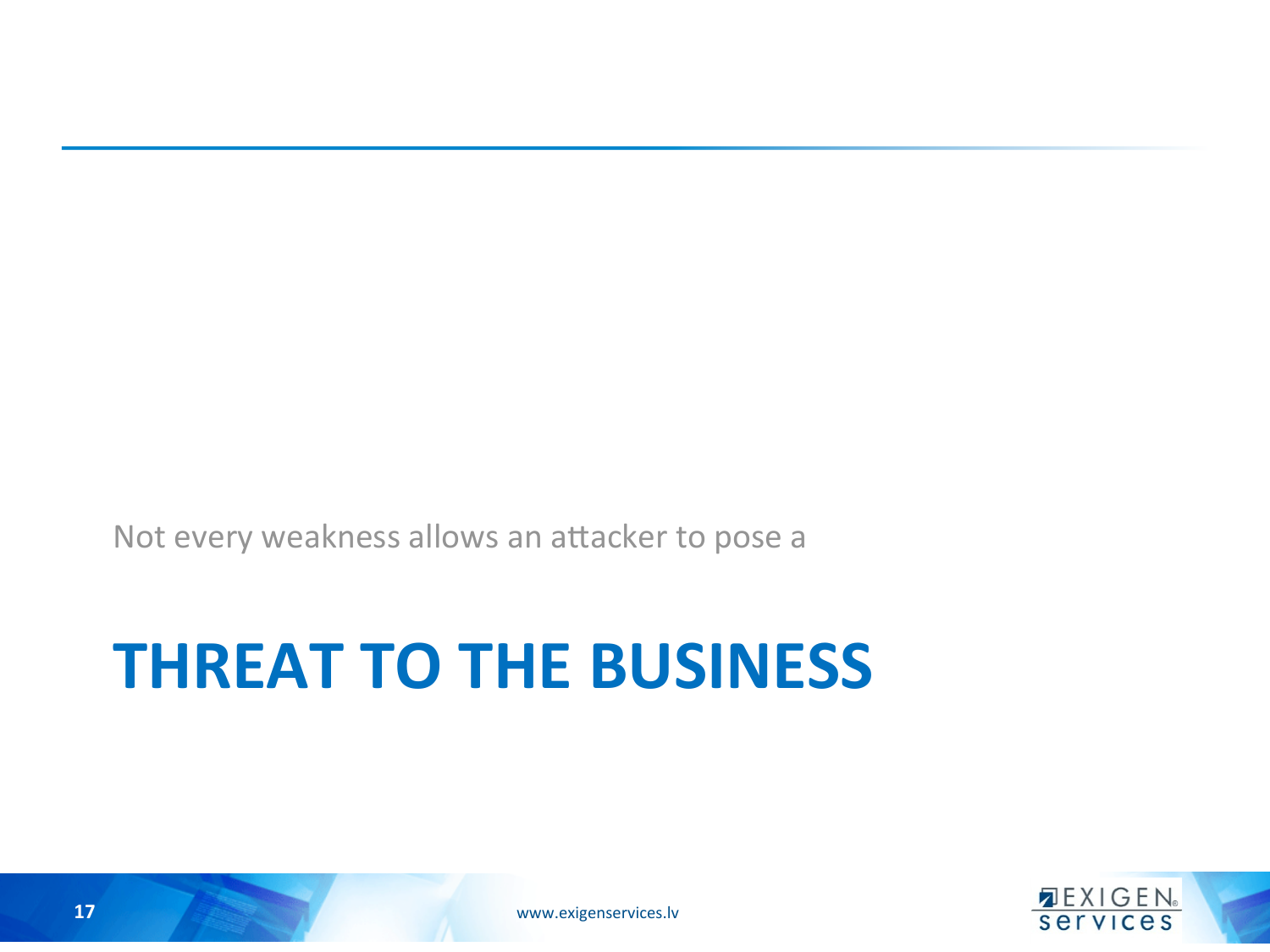Not every weakness allows an attacker to pose a

# THREAT TO THE BUSINESS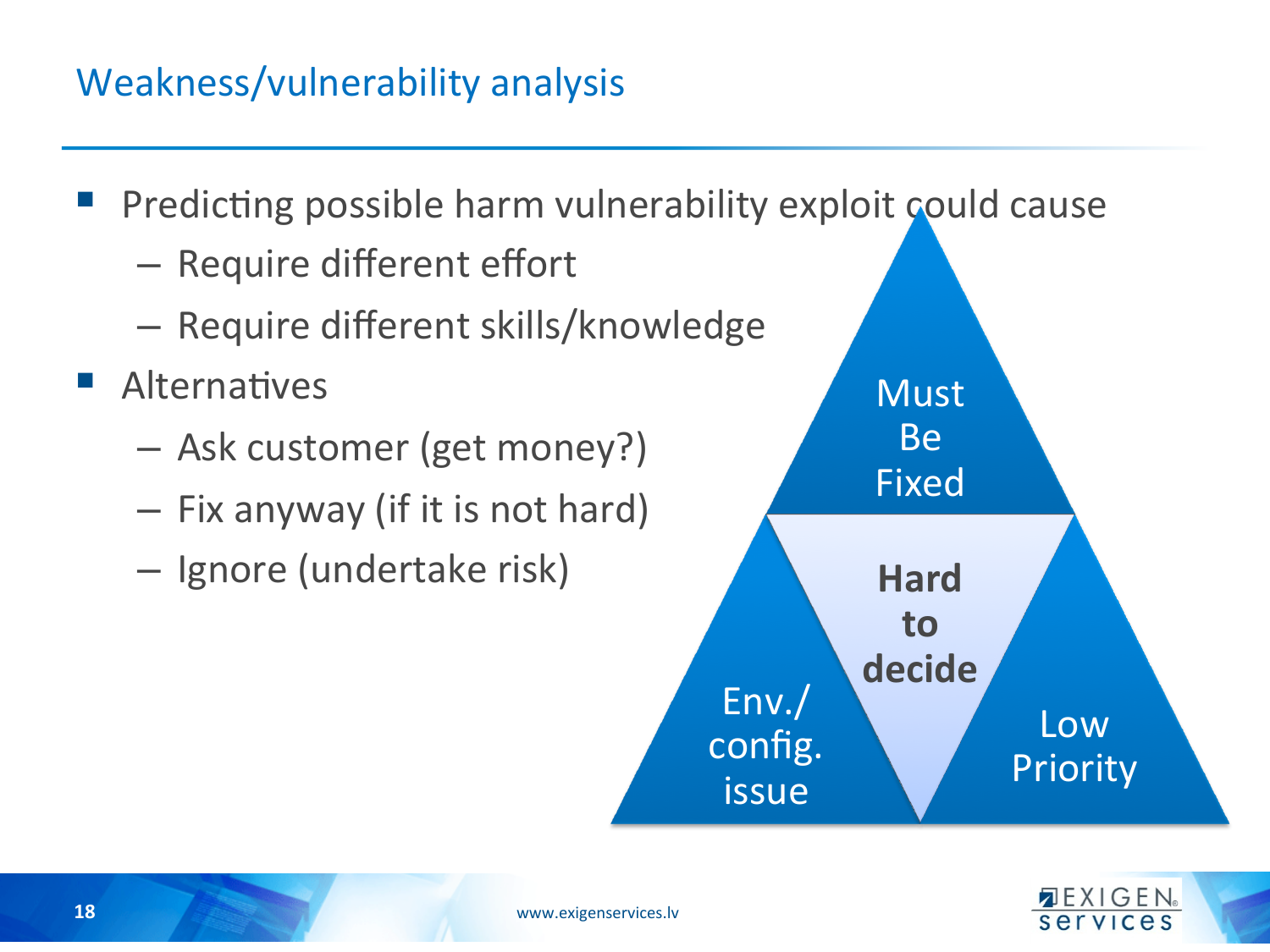# Weakness/vulnerability analysis

- Predicting possible harm vulnerability exploit could cause
  - Require different effort
  - Require different skills/knowledge
- Alternatives
  - Ask customer (get money?)
  - Fix anyway (if it is not hard)
  - Ignore (undertake risk)

Must Be Fixed

**Hard to decide**

Env./ config. issue

Low Priority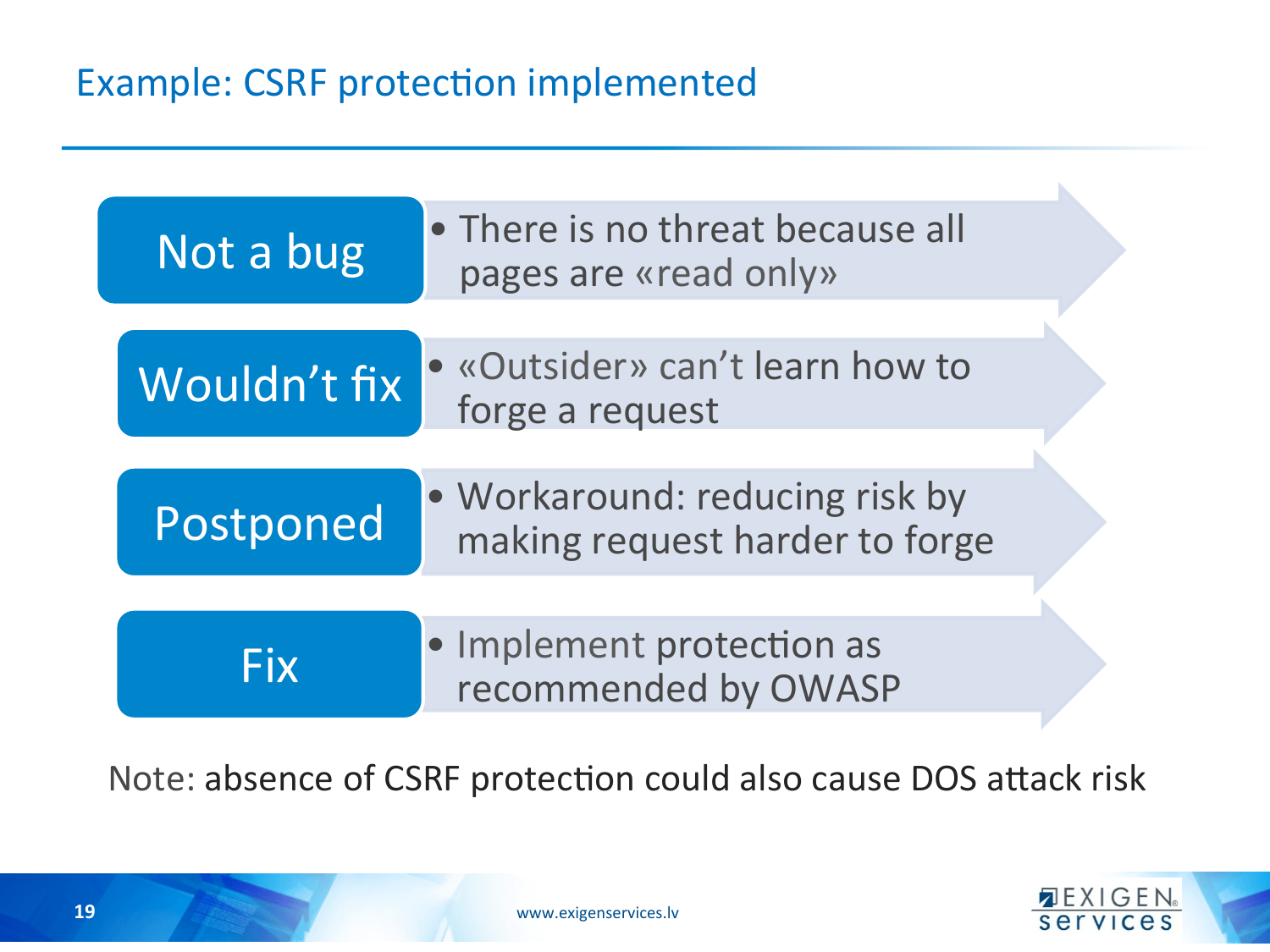# Example: CSRF protection implemented

| | |
|---|---|
| **Not a bug** | There is no threat because all pages are «read only» |
| **Wouldn't fix** | «Outsider» can't learn how to forge a request |
| **Postponed** | Workaround: reducing risk by making request harder to forge |
| **Fix** | Implement protection as recommended by OWASP |

Note: absence of CSRF protection could also cause DOS attack risk

www.exigenservices.lv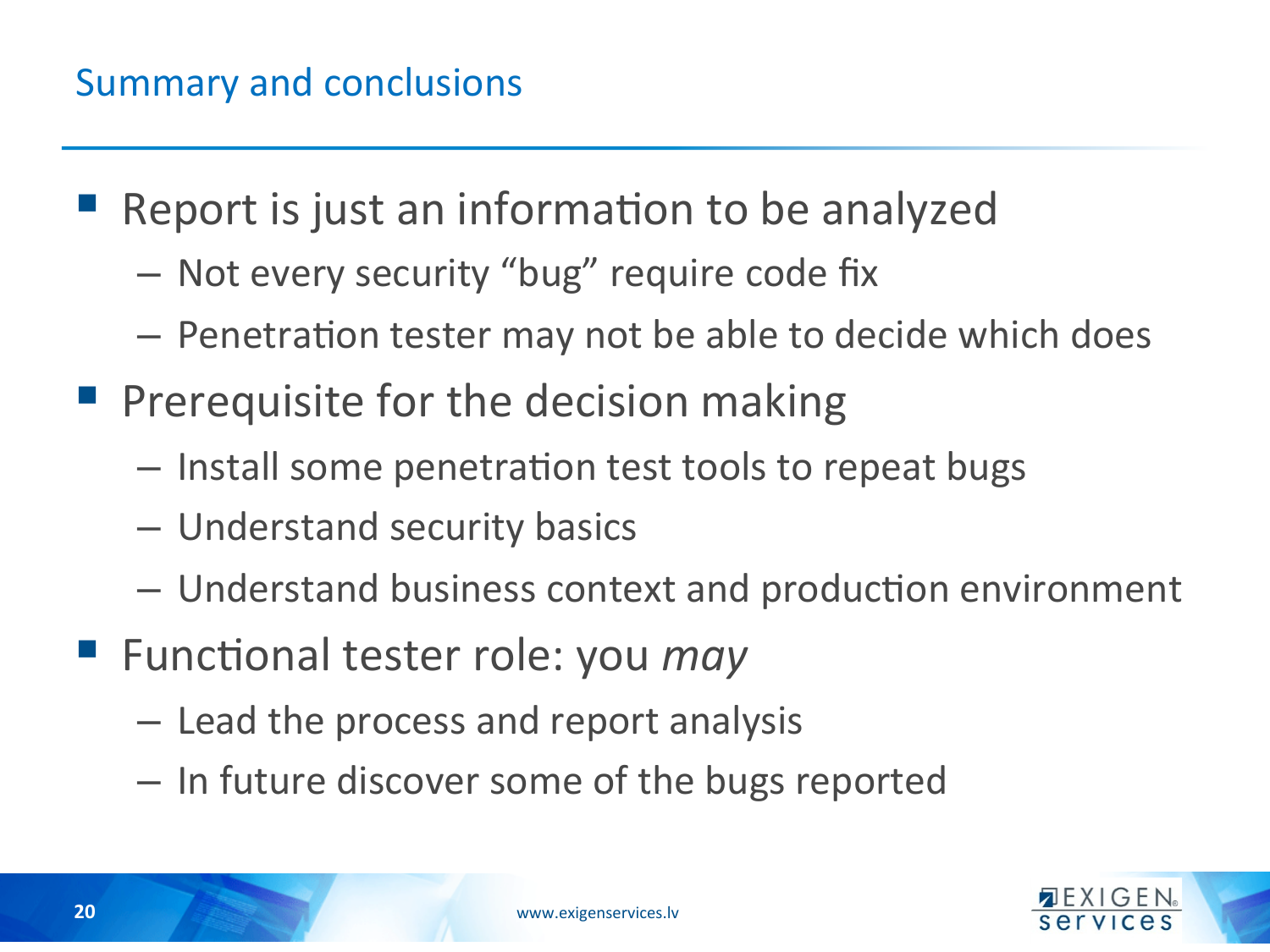## Summary and conclusions

- Report is just an information to be analyzed
  - Not every security “bug” require code fix
  - Penetration tester may not be able to decide which does
- Prerequisite for the decision making
  - Install some penetration test tools to repeat bugs
  - Understand security basics
  - Understand business context and production environment
- Functional tester role: you *may*
  - Lead the process and report analysis
  - In future discover some of the bugs reported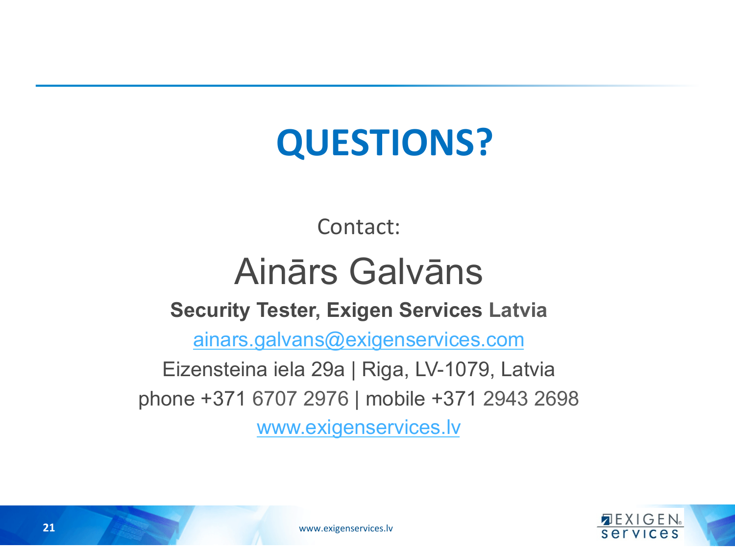# QUESTIONS?

Contact:

## Ainārs Galvāns

**Security Tester, Exigen Services Latvia**

ainars.galvans@exigenservices.com

Eizensteina iela 29a | Riga, LV-1079, Latvia

phone +371 6707 2976 | mobile +371 2943 2698

www.exigenservices.lv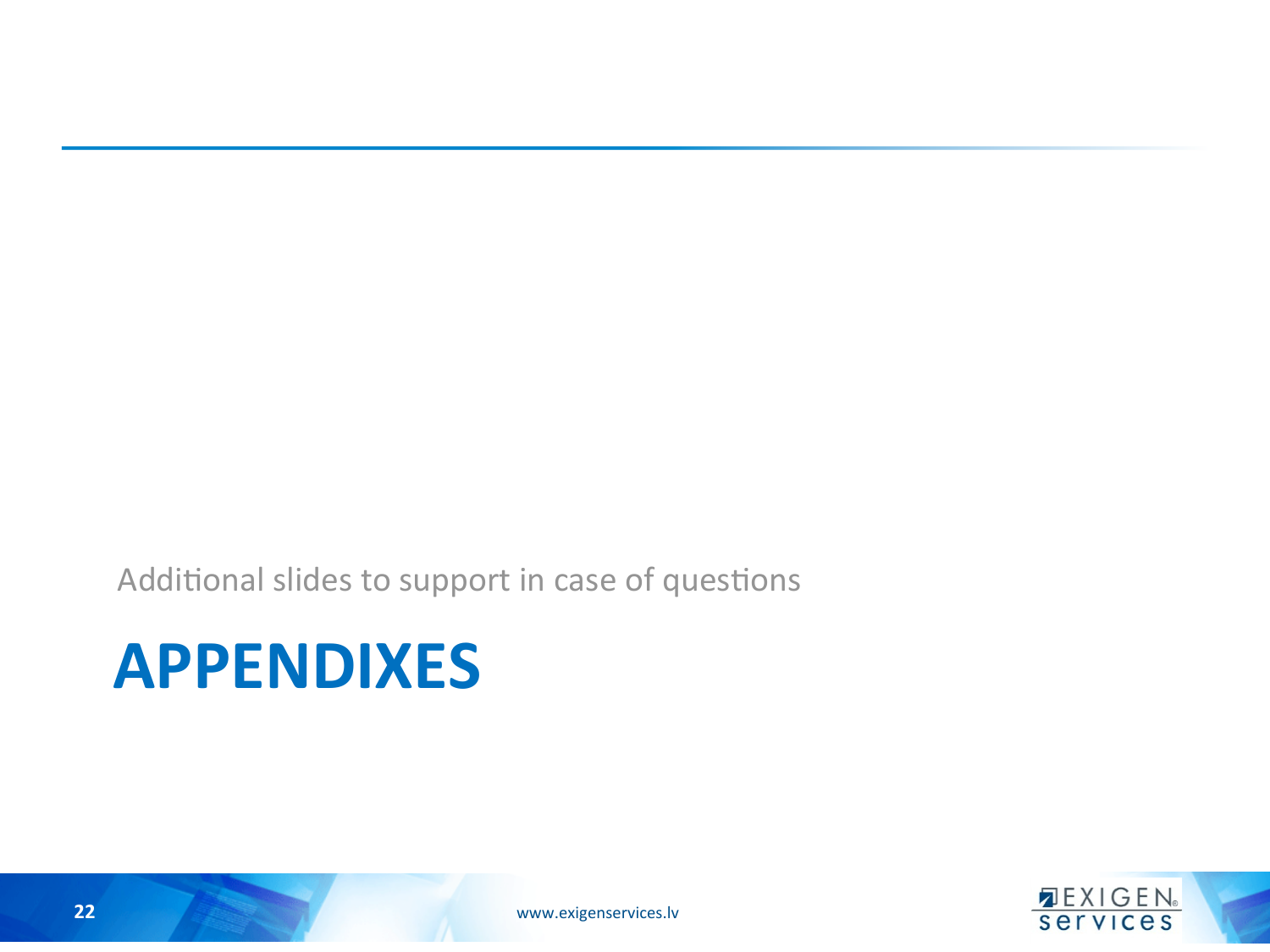Additional slides to support in case of questions

# APPENDIXES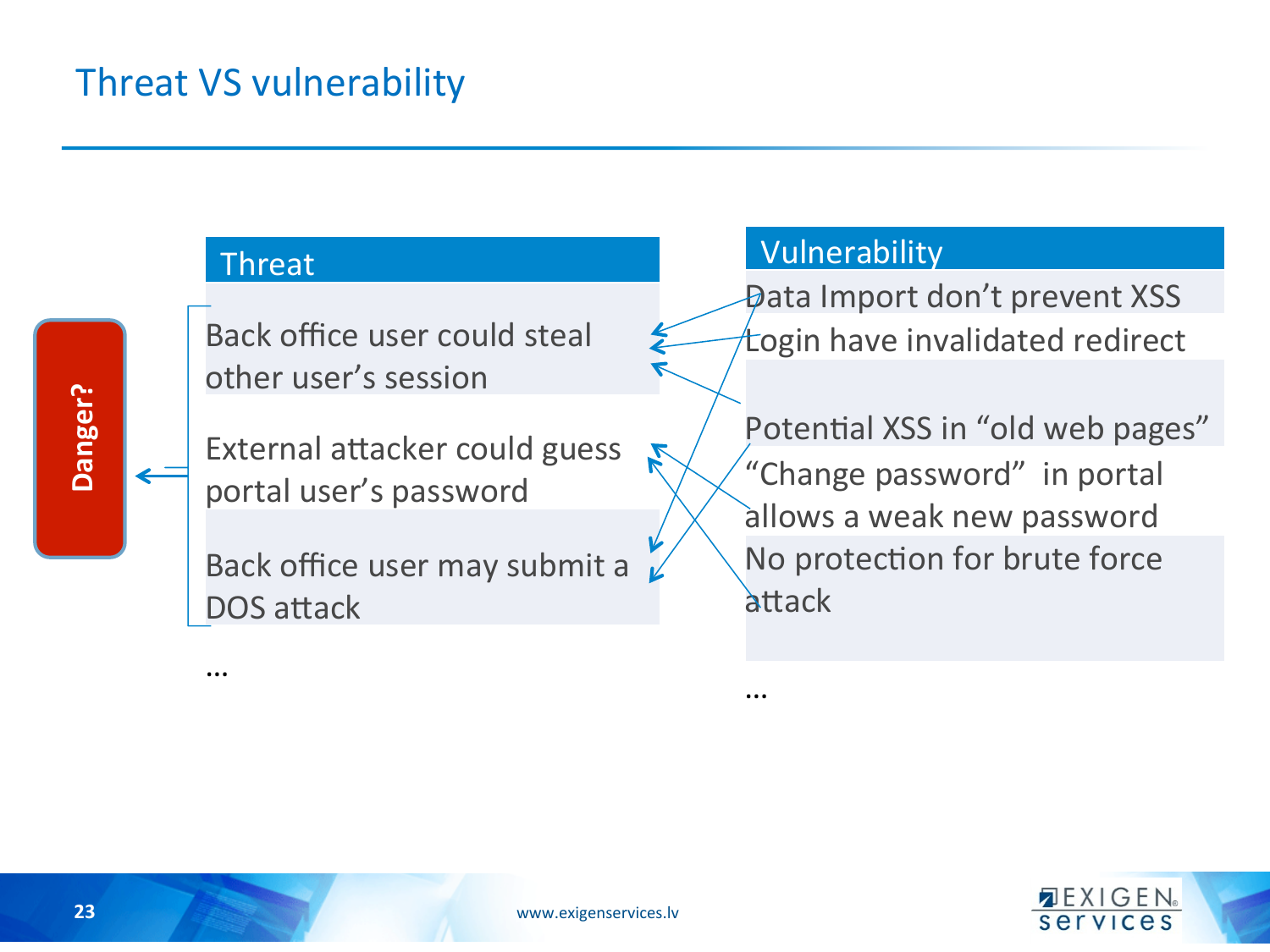# Threat VS vulnerability

**Danger?**

| Threat |
| --- |
| Back office user could steal other user's session |
| External attacker could guess portal user's password |
| Back office user may submit a DOS attack |
| … |

| Vulnerability |
| --- |
| Data Import don't prevent XSS |
| Login have invalidated redirect |
| Potential XSS in "old web pages" |
| "Change password" in portal allows a weak new password |
| No protection for brute force attack |
| … |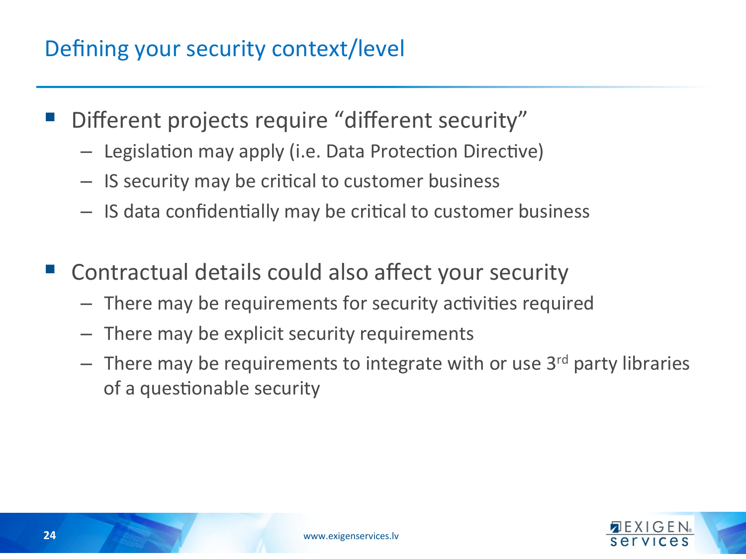# Defining your security context/level

- Different projects require "different security"
  - Legislation may apply (i.e. Data Protection Directive)
  - IS security may be critical to customer business
  - IS data confidentially may be critical to customer business

- Contractual details could also affect your security
  - There may be requirements for security activities required
  - There may be explicit security requirements
  - There may be requirements to integrate with or use 3rd party libraries of a questionable security